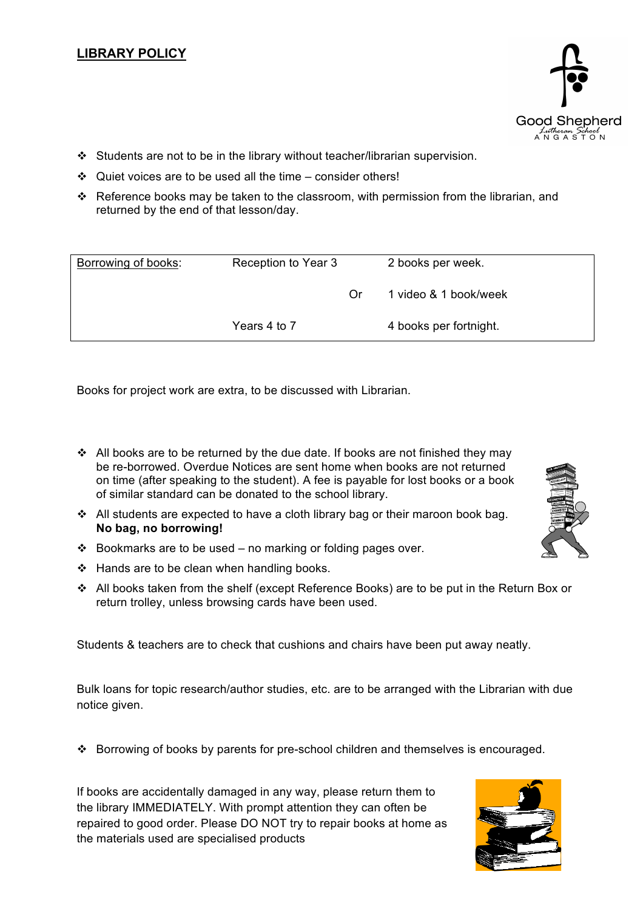# LIBRARY POLICY

Good Shepherd Lutheran School ANGASTON

- Students are not to be in the library without teacher/librarian supervision.
- Quiet voices are to be used all the time – consider others!
- Reference books may be taken to the classroom, with permission from the librarian, and returned by the end of that lesson/day.

| Borrowing of books: | Reception to Year 3 | | 2 books per week. |
|---|---|---|---|
| | | Or | 1 video & 1 book/week |
| | Years 4 to 7 | | 4 books per fortnight. |

Books for project work are extra, to be discussed with Librarian.

- All books are to be returned by the due date. If books are not finished they may be re-borrowed. Overdue Notices are sent home when books are not returned on time (after speaking to the student). A fee is payable for lost books or a book of similar standard can be donated to the school library.
- All students are expected to have a cloth library bag or their maroon book bag. **No bag, no borrowing!**
- Bookmarks are to be used – no marking or folding pages over.
- Hands are to be clean when handling books.
- All books taken from the shelf (except Reference Books) are to be put in the Return Box or return trolley, unless browsing cards have been used.

Students & teachers are to check that cushions and chairs have been put away neatly.

Bulk loans for topic research/author studies, etc. are to be arranged with the Librarian with due notice given.

- Borrowing of books by parents for pre-school children and themselves is encouraged.

If books are accidentally damaged in any way, please return them to the library IMMEDIATELY. With prompt attention they can often be repaired to good order. Please DO NOT try to repair books at home as the materials used are specialised products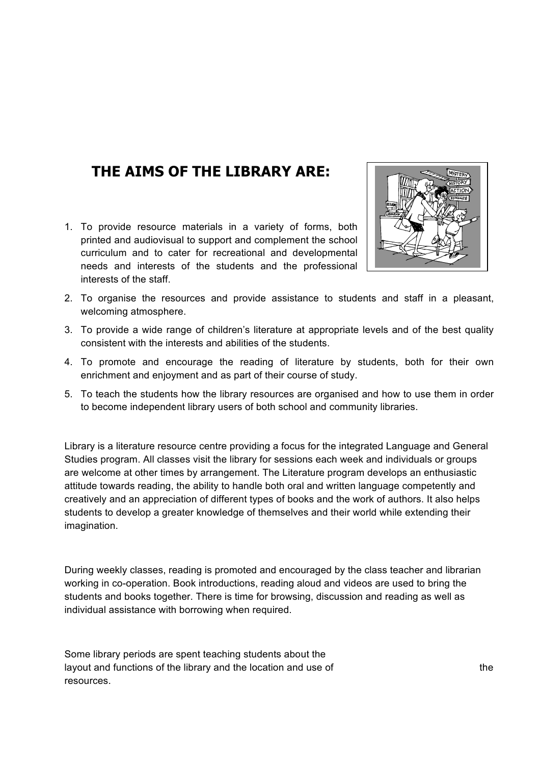# THE AIMS OF THE LIBRARY ARE:

1. To provide resource materials in a variety of forms, both printed and audiovisual to support and complement the school curriculum and to cater for recreational and developmental needs and interests of the students and the professional interests of the staff.
2. To organise the resources and provide assistance to students and staff in a pleasant, welcoming atmosphere.
3. To provide a wide range of children's literature at appropriate levels and of the best quality consistent with the interests and abilities of the students.
4. To promote and encourage the reading of literature by students, both for their own enrichment and enjoyment and as part of their course of study.
5. To teach the students how the library resources are organised and how to use them in order to become independent library users of both school and community libraries.

Library is a literature resource centre providing a focus for the integrated Language and General Studies program. All classes visit the library for sessions each week and individuals or groups are welcome at other times by arrangement. The Literature program develops an enthusiastic attitude towards reading, the ability to handle both oral and written language competently and creatively and an appreciation of different types of books and the work of authors. It also helps students to develop a greater knowledge of themselves and their world while extending their imagination.

During weekly classes, reading is promoted and encouraged by the class teacher and librarian working in co-operation. Book introductions, reading aloud and videos are used to bring the students and books together. There is time for browsing, discussion and reading as well as individual assistance with borrowing when required.

Some library periods are spent teaching students about the layout and functions of the library and the location and use of the resources.